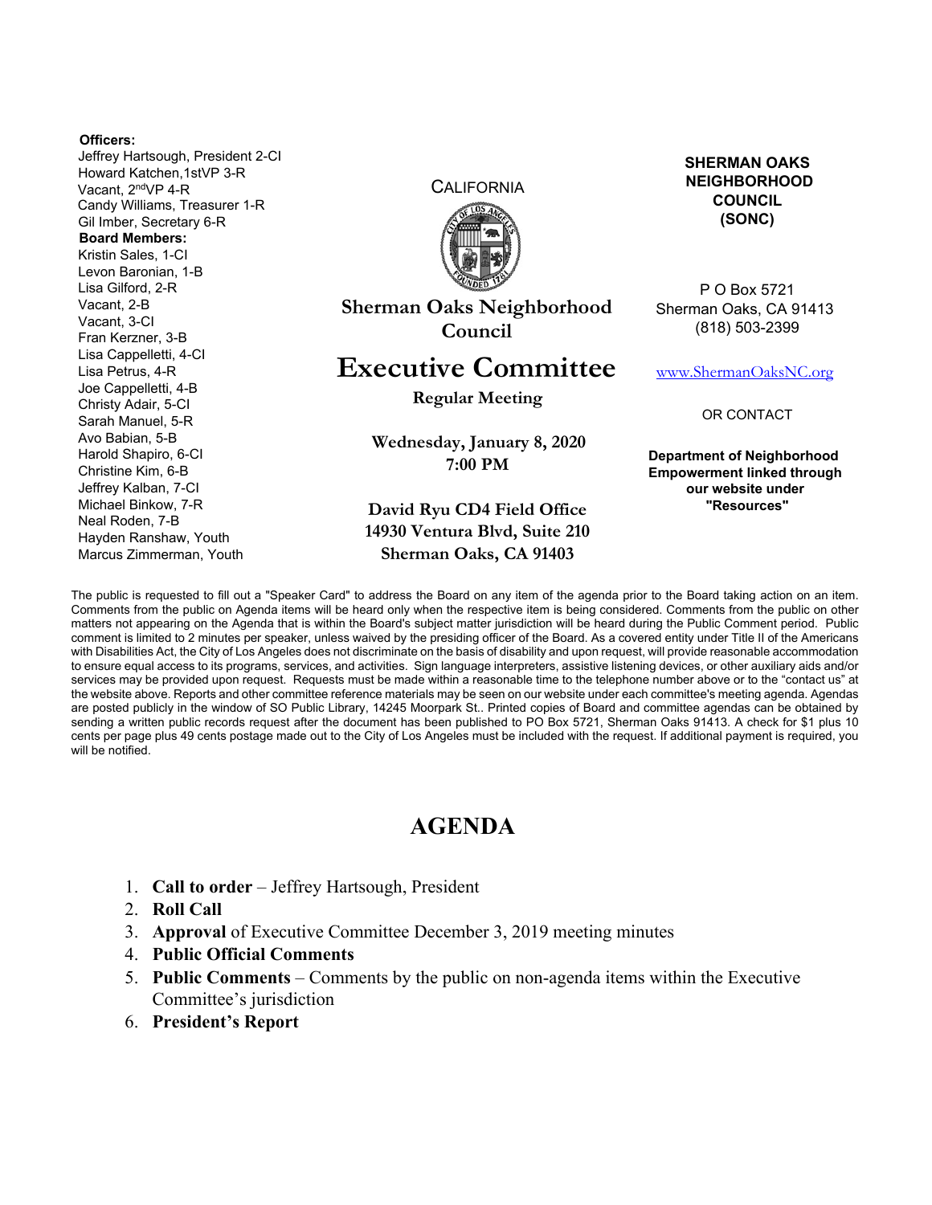**Officers:**
Jeffrey Hartsough, President 2-CI
Howard Katchen, 1stVP 3-R
Vacant, 2ndVP 4-R
Candy Williams, Treasurer 1-R
Gil Imber, Secretary 6-R

**Board Members:**
Kristin Sales, 1-CI
Levon Baronian, 1-B
Lisa Gilford, 2-R
Vacant, 2-B
Vacant, 3-CI
Fran Kerzner, 3-B
Lisa Cappelletti, 4-CI
Lisa Petrus, 4-R
Joe Cappelletti, 4-B
Christy Adair, 5-CI
Sarah Manuel, 5-R
Avo Babian, 5-B
Harold Shapiro, 6-CI
Christine Kim, 6-B
Jeffrey Kalban, 7-CI
Michael Binkow, 7-R
Neal Roden, 7-B
Hayden Ranshaw, Youth
Marcus Zimmerman, Youth

CALIFORNIA

# Sherman Oaks Neighborhood Council

# Executive Committee

**Regular Meeting**

**Wednesday, January 8, 2020**
**7:00 PM**

**David Ryu CD4 Field Office**
**14930 Ventura Blvd, Suite 210**
**Sherman Oaks, CA 91403**

**SHERMAN OAKS NEIGHBORHOOD COUNCIL (SONC)**

P O Box 5721
Sherman Oaks, CA 91413
(818) 503-2399

www.ShermanOaksNC.org

OR CONTACT

**Department of Neighborhood Empowerment linked through our website under "Resources"**

The public is requested to fill out a "Speaker Card" to address the Board on any item of the agenda prior to the Board taking action on an item. Comments from the public on Agenda items will be heard only when the respective item is being considered. Comments from the public on other matters not appearing on the Agenda that is within the Board's subject matter jurisdiction will be heard during the Public Comment period. Public comment is limited to 2 minutes per speaker, unless waived by the presiding officer of the Board. As a covered entity under Title II of the Americans with Disabilities Act, the City of Los Angeles does not discriminate on the basis of disability and upon request, will provide reasonable accommodation to ensure equal access to its programs, services, and activities. Sign language interpreters, assistive listening devices, or other auxiliary aids and/or services may be provided upon request. Requests must be made within a reasonable time to the telephone number above or to the "contact us" at the website above. Reports and other committee reference materials may be seen on our website under each committee's meeting agenda. Agendas are posted publicly in the window of SO Public Library, 14245 Moorpark St.. Printed copies of Board and committee agendas can be obtained by sending a written public records request after the document has been published to PO Box 5721, Sherman Oaks 91413. A check for $1 plus 10 cents per page plus 49 cents postage made out to the City of Los Angeles must be included with the request. If additional payment is required, you will be notified.

## AGENDA

1. **Call to order** – Jeffrey Hartsough, President
2. **Roll Call**
3. **Approval** of Executive Committee December 3, 2019 meeting minutes
4. **Public Official Comments**
5. **Public Comments** – Comments by the public on non-agenda items within the Executive Committee's jurisdiction
6. **President's Report**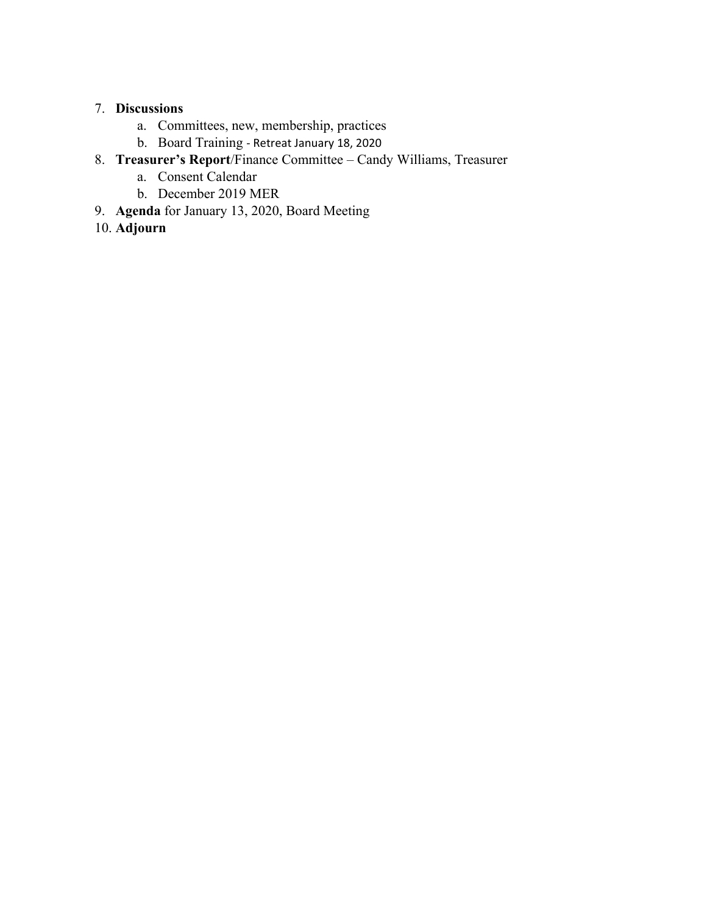7. **Discussions**
    a. Committees, new, membership, practices
    b. Board Training - Retreat January 18, 2020
8. **Treasurer's Report**/Finance Committee – Candy Williams, Treasurer
    a. Consent Calendar
    b. December 2019 MER
9. **Agenda** for January 13, 2020, Board Meeting
10. **Adjourn**